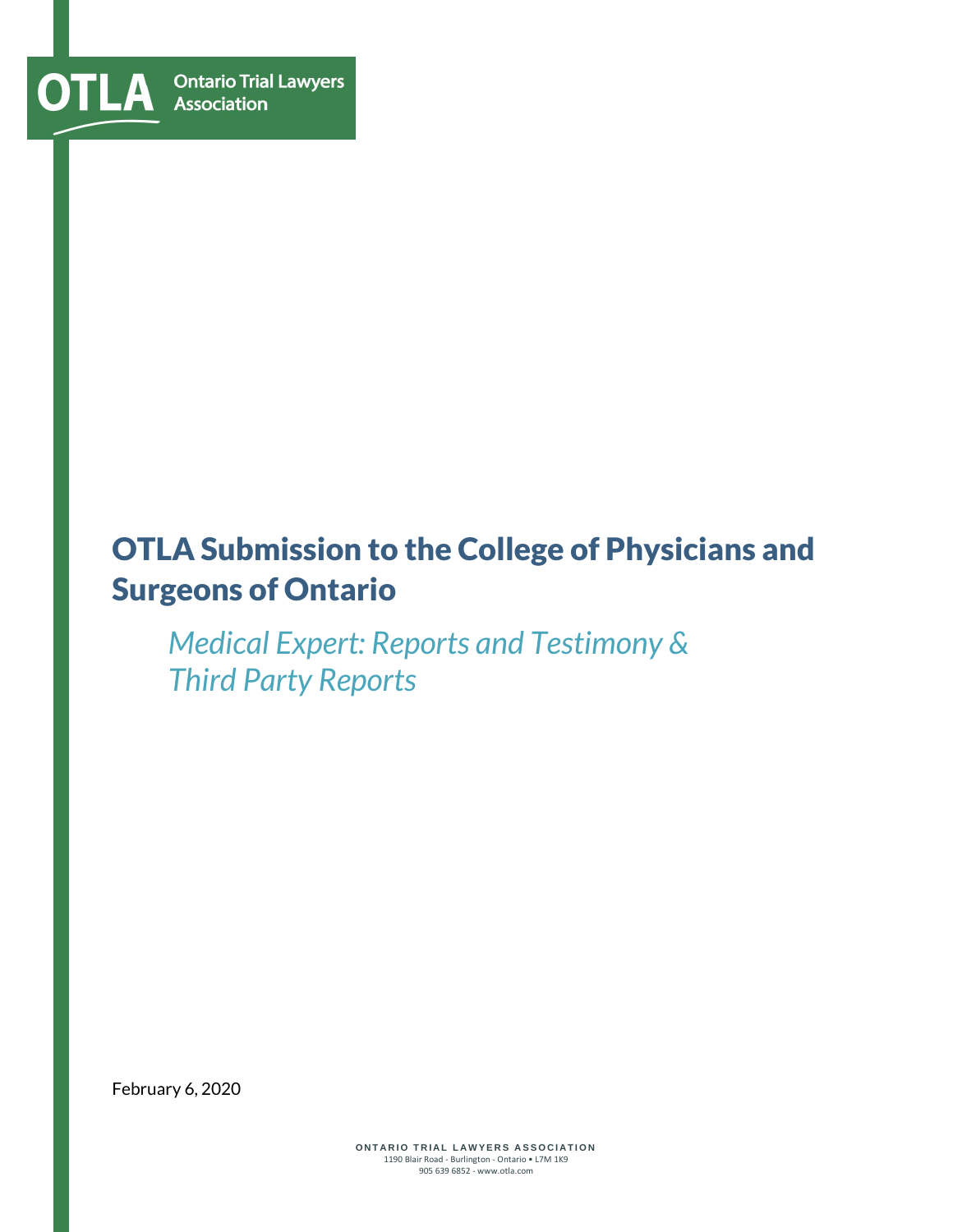OTLA Ontario Trial Lawyers Association

# OTLA Submission to the College of Physicians and Surgeons of Ontario

*Medical Expert: Reports and Testimony & Third Party Reports*

February 6, 2020

ONTARIO TRIAL LAWYERS ASSOCIATION
1190 Blair Road - Burlington - Ontario • L7M 1K9
905 639 6852 - www.otla.com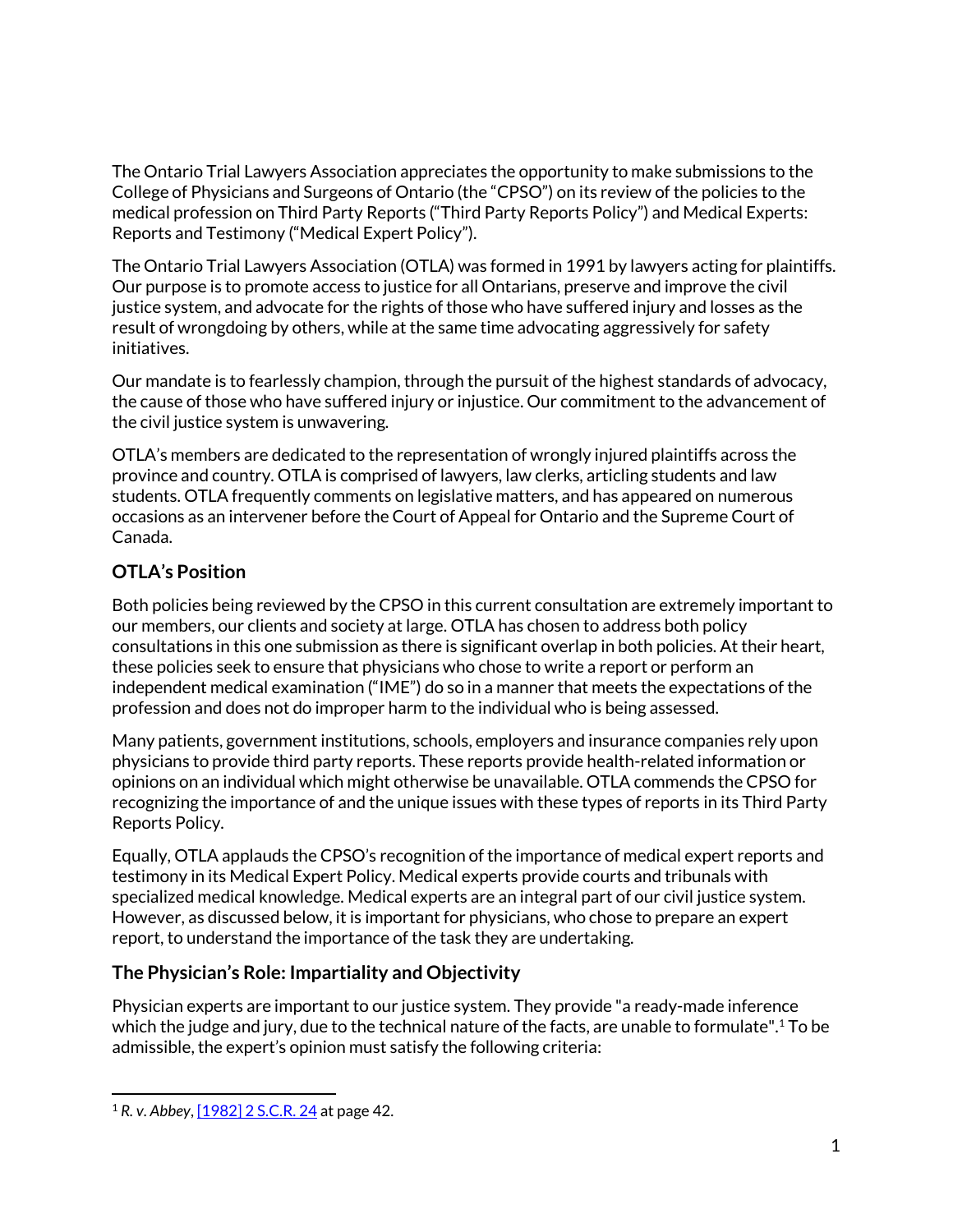The Ontario Trial Lawyers Association appreciates the opportunity to make submissions to the College of Physicians and Surgeons of Ontario (the "CPSO") on its review of the policies to the medical profession on Third Party Reports ("Third Party Reports Policy") and Medical Experts: Reports and Testimony ("Medical Expert Policy").

The Ontario Trial Lawyers Association (OTLA) was formed in 1991 by lawyers acting for plaintiffs. Our purpose is to promote access to justice for all Ontarians, preserve and improve the civil justice system, and advocate for the rights of those who have suffered injury and losses as the result of wrongdoing by others, while at the same time advocating aggressively for safety initiatives.

Our mandate is to fearlessly champion, through the pursuit of the highest standards of advocacy, the cause of those who have suffered injury or injustice. Our commitment to the advancement of the civil justice system is unwavering.

OTLA's members are dedicated to the representation of wrongly injured plaintiffs across the province and country. OTLA is comprised of lawyers, law clerks, articling students and law students. OTLA frequently comments on legislative matters, and has appeared on numerous occasions as an intervener before the Court of Appeal for Ontario and the Supreme Court of Canada.

## OTLA's Position

Both policies being reviewed by the CPSO in this current consultation are extremely important to our members, our clients and society at large. OTLA has chosen to address both policy consultations in this one submission as there is significant overlap in both policies. At their heart, these policies seek to ensure that physicians who chose to write a report or perform an independent medical examination ("IME") do so in a manner that meets the expectations of the profession and does not do improper harm to the individual who is being assessed.

Many patients, government institutions, schools, employers and insurance companies rely upon physicians to provide third party reports. These reports provide health-related information or opinions on an individual which might otherwise be unavailable. OTLA commends the CPSO for recognizing the importance of and the unique issues with these types of reports in its Third Party Reports Policy.

Equally, OTLA applauds the CPSO's recognition of the importance of medical expert reports and testimony in its Medical Expert Policy. Medical experts provide courts and tribunals with specialized medical knowledge. Medical experts are an integral part of our civil justice system. However, as discussed below, it is important for physicians, who chose to prepare an expert report, to understand the importance of the task they are undertaking.

## The Physician's Role: Impartiality and Objectivity

Physician experts are important to our justice system. They provide "a ready-made inference which the judge and jury, due to the technical nature of the facts, are unable to formulate".[1] To be admissible, the expert's opinion must satisfy the following criteria:

---

[1] *R. v. Abbey*, [1982] 2 S.C.R. 24 at page 42.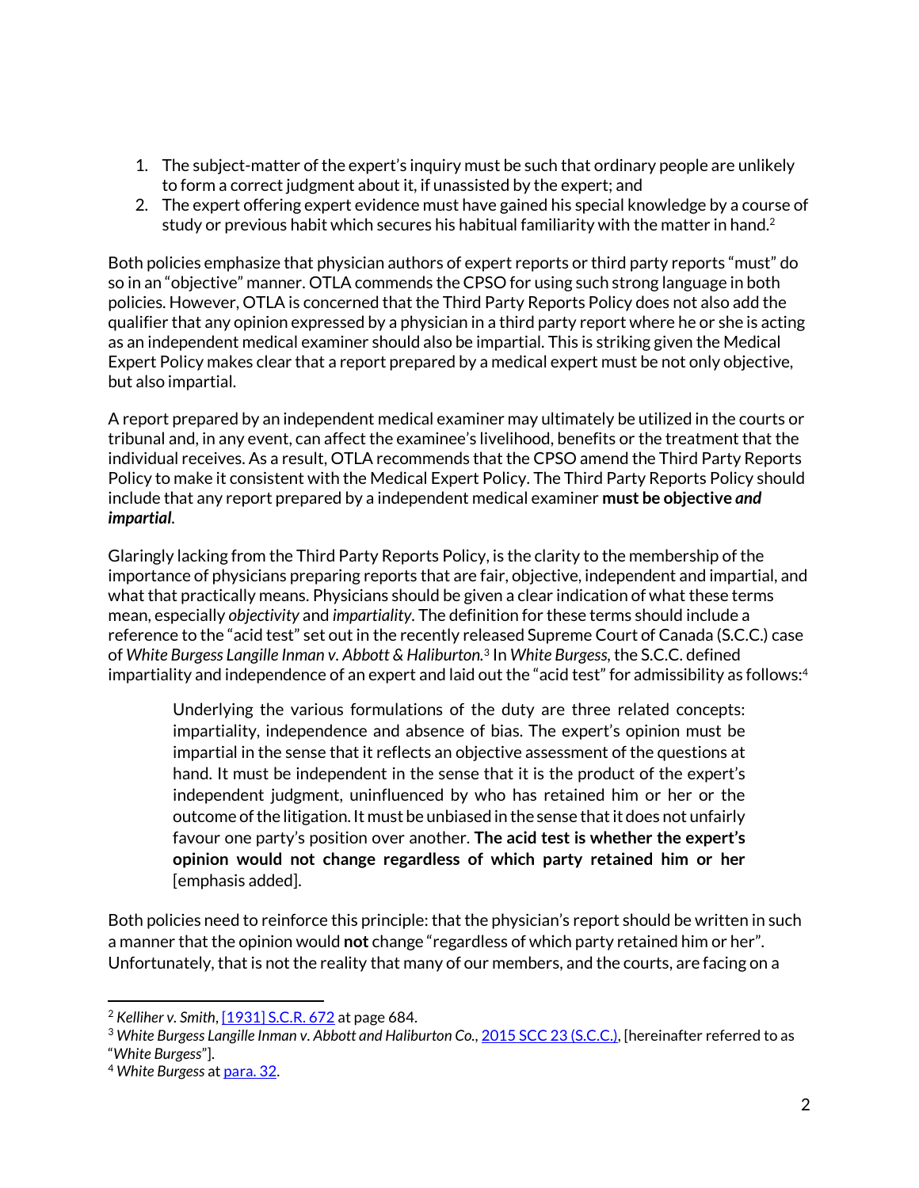1. The subject-matter of the expert's inquiry must be such that ordinary people are unlikely to form a correct judgment about it, if unassisted by the expert; and
2. The expert offering expert evidence must have gained his special knowledge by a course of study or previous habit which secures his habitual familiarity with the matter in hand.[2]

Both policies emphasize that physician authors of expert reports or third party reports "must" do so in an "objective" manner. OTLA commends the CPSO for using such strong language in both policies. However, OTLA is concerned that the Third Party Reports Policy does not also add the qualifier that any opinion expressed by a physician in a third party report where he or she is acting as an independent medical examiner should also be impartial. This is striking given the Medical Expert Policy makes clear that a report prepared by a medical expert must be not only objective, but also impartial.

A report prepared by an independent medical examiner may ultimately be utilized in the courts or tribunal and, in any event, can affect the examinee's livelihood, benefits or the treatment that the individual receives. As a result, OTLA recommends that the CPSO amend the Third Party Reports Policy to make it consistent with the Medical Expert Policy. The Third Party Reports Policy should include that any report prepared by a independent medical examiner **must be objective *and impartial***.

Glaringly lacking from the Third Party Reports Policy, is the clarity to the membership of the importance of physicians preparing reports that are fair, objective, independent and impartial, and what that practically means. Physicians should be given a clear indication of what these terms mean, especially *objectivity* and *impartiality*. The definition for these terms should include a reference to the "acid test" set out in the recently released Supreme Court of Canada (S.C.C.) case of *White Burgess Langille Inman v. Abbott & Haliburton.*[3] In *White Burgess*, the S.C.C. defined impartiality and independence of an expert and laid out the "acid test" for admissibility as follows:[4]

> Underlying the various formulations of the duty are three related concepts: impartiality, independence and absence of bias. The expert's opinion must be impartial in the sense that it reflects an objective assessment of the questions at hand. It must be independent in the sense that it is the product of the expert's independent judgment, uninfluenced by who has retained him or her or the outcome of the litigation. It must be unbiased in the sense that it does not unfairly favour one party's position over another. **The acid test is whether the expert's opinion would not change regardless of which party retained him or her** [emphasis added].

Both policies need to reinforce this principle: that the physician's report should be written in such a manner that the opinion would **not** change "regardless of which party retained him or her". Unfortunately, that is not the reality that many of our members, and the courts, are facing on a

---

[2] *Kelliher v. Smith*, [1931] S.C.R. 672 at page 684.

[3] *White Burgess Langille Inman v. Abbott and Haliburton Co.*, 2015 SCC 23 (S.C.C.), [hereinafter referred to as "*White Burgess*"].

[4] *White Burgess* at para. 32.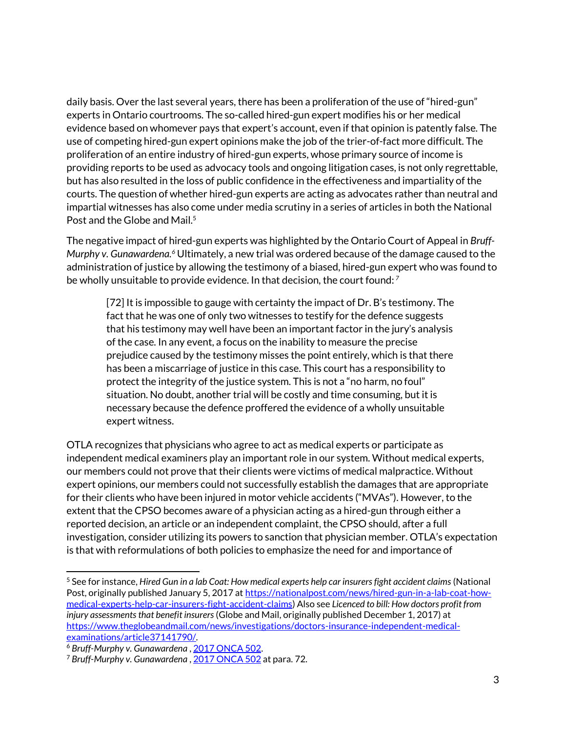daily basis. Over the last several years, there has been a proliferation of the use of "hired-gun" experts in Ontario courtrooms. The so-called hired-gun expert modifies his or her medical evidence based on whomever pays that expert's account, even if that opinion is patently false. The use of competing hired-gun expert opinions make the job of the trier-of-fact more difficult. The proliferation of an entire industry of hired-gun experts, whose primary source of income is providing reports to be used as advocacy tools and ongoing litigation cases, is not only regrettable, but has also resulted in the loss of public confidence in the effectiveness and impartiality of the courts. The question of whether hired-gun experts are acting as advocates rather than neutral and impartial witnesses has also come under media scrutiny in a series of articles in both the National Post and the Globe and Mail.[5]

The negative impact of hired-gun experts was highlighted by the Ontario Court of Appeal in *Bruff-Murphy v. Gunawardena.*[6] Ultimately, a new trial was ordered because of the damage caused to the administration of justice by allowing the testimony of a biased, hired-gun expert who was found to be wholly unsuitable to provide evidence. In that decision, the court found: [7]

> [72] It is impossible to gauge with certainty the impact of Dr. B's testimony. The fact that he was one of only two witnesses to testify for the defence suggests that his testimony may well have been an important factor in the jury's analysis of the case. In any event, a focus on the inability to measure the precise prejudice caused by the testimony misses the point entirely, which is that there has been a miscarriage of justice in this case. This court has a responsibility to protect the integrity of the justice system. This is not a "no harm, no foul" situation. No doubt, another trial will be costly and time consuming, but it is necessary because the defence proffered the evidence of a wholly unsuitable expert witness.

OTLA recognizes that physicians who agree to act as medical experts or participate as independent medical examiners play an important role in our system. Without medical experts, our members could not prove that their clients were victims of medical malpractice. Without expert opinions, our members could not successfully establish the damages that are appropriate for their clients who have been injured in motor vehicle accidents ("MVAs"). However, to the extent that the CPSO becomes aware of a physician acting as a hired-gun through either a reported decision, an article or an independent complaint, the CPSO should, after a full investigation, consider utilizing its powers to sanction that physician member. OTLA's expectation is that with reformulations of both policies to emphasize the need for and importance of

---

[5] See for instance, *Hired Gun in a lab Coat: How medical experts help car insurers fight accident claims* (National Post, originally published January 5, 2017 at https://nationalpost.com/news/hired-gun-in-a-lab-coat-how-medical-experts-help-car-insurers-fight-accident-claims) Also see *Licenced to bill: How doctors profit from injury assessments that benefit insurers* (Globe and Mail, originally published December 1, 2017) at https://www.theglobeandmail.com/news/investigations/doctors-insurance-independent-medical-examinations/article37141790/.

[6] *Bruff-Murphy v. Gunawardena* , 2017 ONCA 502.

[7] *Bruff-Murphy v. Gunawardena* , 2017 ONCA 502 at para. 72.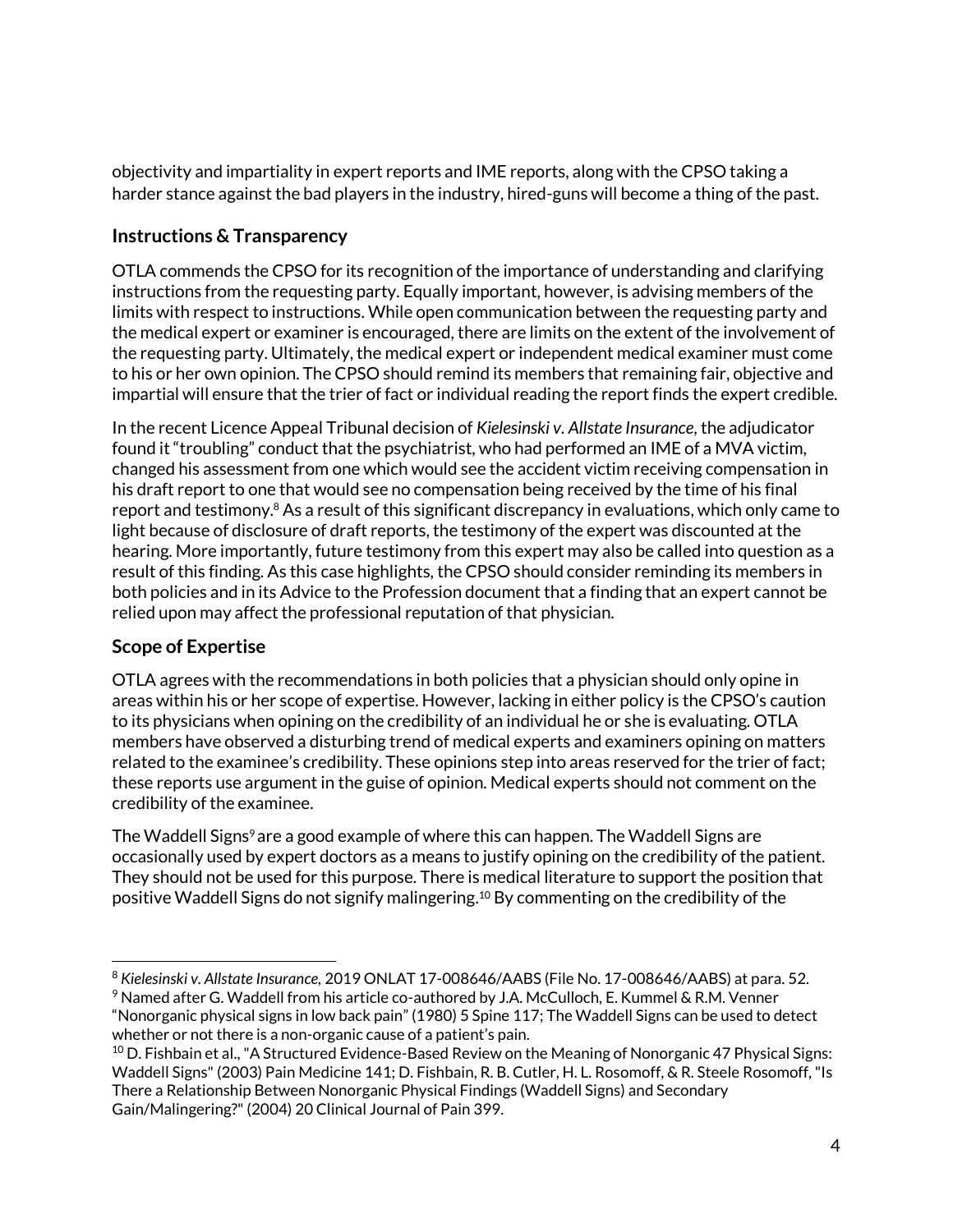objectivity and impartiality in expert reports and IME reports, along with the CPSO taking a harder stance against the bad players in the industry, hired-guns will become a thing of the past.

### Instructions & Transparency

OTLA commends the CPSO for its recognition of the importance of understanding and clarifying instructions from the requesting party. Equally important, however, is advising members of the limits with respect to instructions. While open communication between the requesting party and the medical expert or examiner is encouraged, there are limits on the extent of the involvement of the requesting party. Ultimately, the medical expert or independent medical examiner must come to his or her own opinion. The CPSO should remind its members that remaining fair, objective and impartial will ensure that the trier of fact or individual reading the report finds the expert credible.

In the recent Licence Appeal Tribunal decision of *Kielesinski v. Allstate Insurance*, the adjudicator found it "troubling" conduct that the psychiatrist, who had performed an IME of a MVA victim, changed his assessment from one which would see the accident victim receiving compensation in his draft report to one that would see no compensation being received by the time of his final report and testimony.[8] As a result of this significant discrepancy in evaluations, which only came to light because of disclosure of draft reports, the testimony of the expert was discounted at the hearing. More importantly, future testimony from this expert may also be called into question as a result of this finding. As this case highlights, the CPSO should consider reminding its members in both policies and in its Advice to the Profession document that a finding that an expert cannot be relied upon may affect the professional reputation of that physician.

### Scope of Expertise

OTLA agrees with the recommendations in both policies that a physician should only opine in areas within his or her scope of expertise. However, lacking in either policy is the CPSO's caution to its physicians when opining on the credibility of an individual he or she is evaluating. OTLA members have observed a disturbing trend of medical experts and examiners opining on matters related to the examinee's credibility. These opinions step into areas reserved for the trier of fact; these reports use argument in the guise of opinion. Medical experts should not comment on the credibility of the examinee.

The Waddell Signs[9] are a good example of where this can happen. The Waddell Signs are occasionally used by expert doctors as a means to justify opining on the credibility of the patient. They should not be used for this purpose. There is medical literature to support the position that positive Waddell Signs do not signify malingering.[10] By commenting on the credibility of the

---

[8] *Kielesinski v. Allstate Insurance*, 2019 ONLAT 17-008646/AABS (File No. 17-008646/AABS) at para. 52.

[9] Named after G. Waddell from his article co-authored by J.A. McCulloch, E. Kummel & R.M. Venner "Nonorganic physical signs in low back pain" (1980) 5 Spine 117; The Waddell Signs can be used to detect whether or not there is a non-organic cause of a patient's pain.

[10] D. Fishbain et al., "A Structured Evidence-Based Review on the Meaning of Nonorganic 47 Physical Signs: Waddell Signs" (2003) Pain Medicine 141; D. Fishbain, R. B. Cutler, H. L. Rosomoff, & R. Steele Rosomoff, "Is There a Relationship Between Nonorganic Physical Findings (Waddell Signs) and Secondary Gain/Malingering?" (2004) 20 Clinical Journal of Pain 399.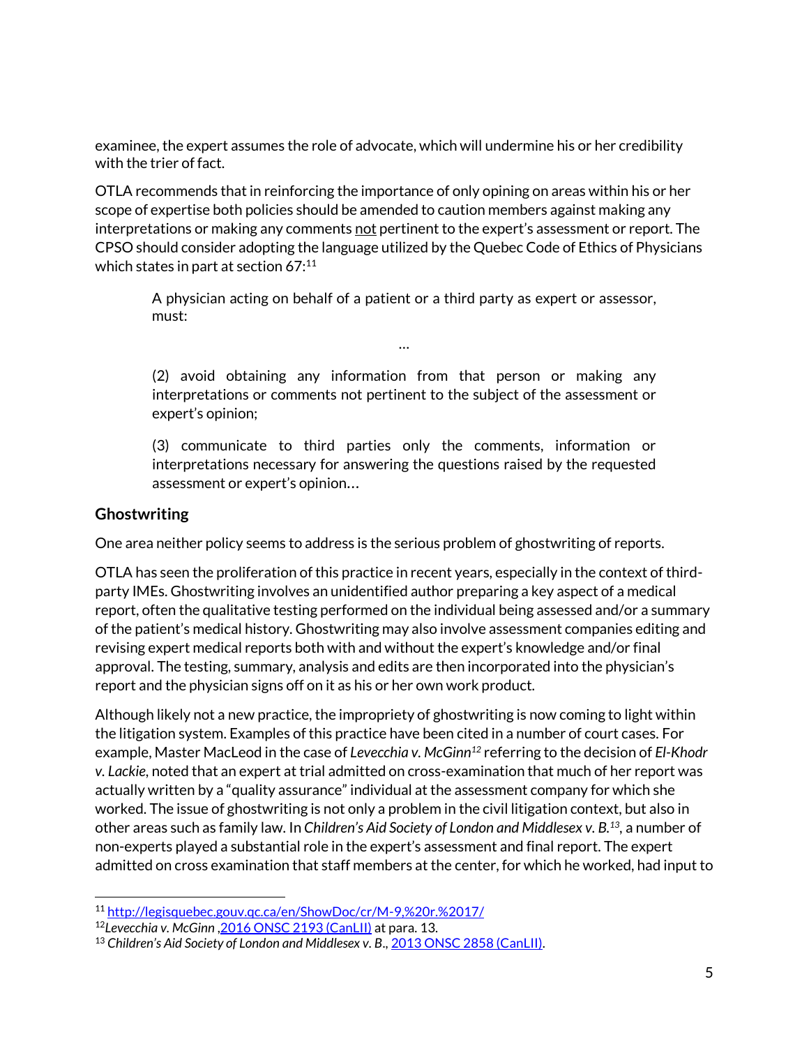examinee, the expert assumes the role of advocate, which will undermine his or her credibility with the trier of fact.

OTLA recommends that in reinforcing the importance of only opining on areas within his or her scope of expertise both policies should be amended to caution members against making any interpretations or making any comments not pertinent to the expert's assessment or report. The CPSO should consider adopting the language utilized by the Quebec Code of Ethics of Physicians which states in part at section 67:[11]

> A physician acting on behalf of a patient or a third party as expert or assessor, must:
>
> …
>
> (2) avoid obtaining any information from that person or making any interpretations or comments not pertinent to the subject of the assessment or expert's opinion;
>
> (3) communicate to third parties only the comments, information or interpretations necessary for answering the questions raised by the requested assessment or expert's opinion…

## Ghostwriting

One area neither policy seems to address is the serious problem of ghostwriting of reports.

OTLA has seen the proliferation of this practice in recent years, especially in the context of third-party IMEs. Ghostwriting involves an unidentified author preparing a key aspect of a medical report, often the qualitative testing performed on the individual being assessed and/or a summary of the patient's medical history. Ghostwriting may also involve assessment companies editing and revising expert medical reports both with and without the expert's knowledge and/or final approval. The testing, summary, analysis and edits are then incorporated into the physician's report and the physician signs off on it as his or her own work product.

Although likely not a new practice, the impropriety of ghostwriting is now coming to light within the litigation system. Examples of this practice have been cited in a number of court cases. For example, Master MacLeod in the case of *Levecchia v. McGinn*[12] referring to the decision of *El-Khodr v. Lackie*, noted that an expert at trial admitted on cross-examination that much of her report was actually written by a "quality assurance" individual at the assessment company for which she worked. The issue of ghostwriting is not only a problem in the civil litigation context, but also in other areas such as family law. In *Children's Aid Society of London and Middlesex v. B.*[13], a number of non-experts played a substantial role in the expert's assessment and final report. The expert admitted on cross examination that staff members at the center, for which he worked, had input to

---

[11] http://legisquebec.gouv.qc.ca/en/ShowDoc/cr/M-9,%20r.%2017/

[12] *Levecchia v. McGinn* ,2016 ONSC 2193 (CanLII) at para. 13.

[13] *Children's Aid Society of London and Middlesex v. B*., 2013 ONSC 2858 (CanLII).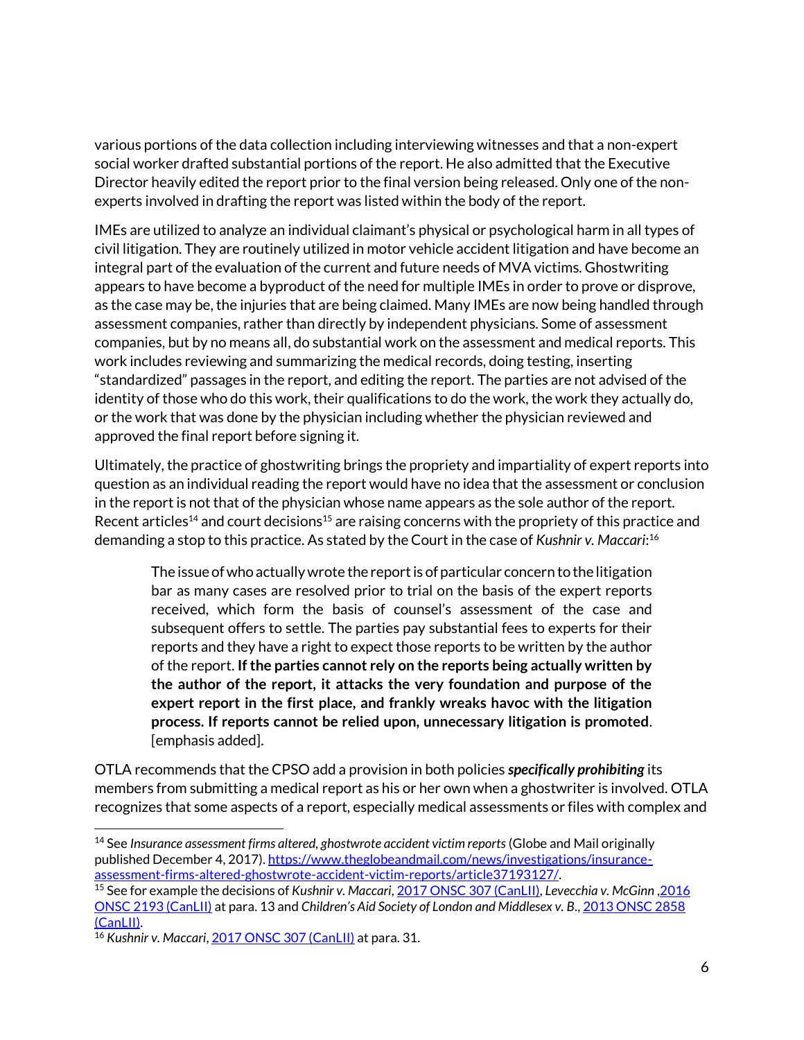various portions of the data collection including interviewing witnesses and that a non-expert social worker drafted substantial portions of the report. He also admitted that the Executive Director heavily edited the report prior to the final version being released. Only one of the non-experts involved in drafting the report was listed within the body of the report.

IMEs are utilized to analyze an individual claimant's physical or psychological harm in all types of civil litigation. They are routinely utilized in motor vehicle accident litigation and have become an integral part of the evaluation of the current and future needs of MVA victims. Ghostwriting appears to have become a byproduct of the need for multiple IMEs in order to prove or disprove, as the case may be, the injuries that are being claimed. Many IMEs are now being handled through assessment companies, rather than directly by independent physicians. Some of assessment companies, but by no means all, do substantial work on the assessment and medical reports. This work includes reviewing and summarizing the medical records, doing testing, inserting "standardized" passages in the report, and editing the report. The parties are not advised of the identity of those who do this work, their qualifications to do the work, the work they actually do, or the work that was done by the physician including whether the physician reviewed and approved the final report before signing it.

Ultimately, the practice of ghostwriting brings the propriety and impartiality of expert reports into question as an individual reading the report would have no idea that the assessment or conclusion in the report is not that of the physician whose name appears as the sole author of the report. Recent articles[14] and court decisions[15] are raising concerns with the propriety of this practice and demanding a stop to this practice. As stated by the Court in the case of *Kushnir v. Maccari*:[16]

> The issue of who actually wrote the report is of particular concern to the litigation bar as many cases are resolved prior to trial on the basis of the expert reports received, which form the basis of counsel's assessment of the case and subsequent offers to settle. The parties pay substantial fees to experts for their reports and they have a right to expect those reports to be written by the author of the report. **If the parties cannot rely on the reports being actually written by the author of the report, it attacks the very foundation and purpose of the expert report in the first place, and frankly wreaks havoc with the litigation process. If reports cannot be relied upon, unnecessary litigation is promoted**. [emphasis added].

OTLA recommends that the CPSO add a provision in both policies ***specifically prohibiting*** its members from submitting a medical report as his or her own when a ghostwriter is involved. OTLA recognizes that some aspects of a report, especially medical assessments or files with complex and

---

[14] See *Insurance assessment firms altered, ghostwrote accident victim reports* (Globe and Mail originally published December 4, 2017). https://www.theglobeandmail.com/news/investigations/insurance-assessment-firms-altered-ghostwrote-accident-victim-reports/article37193127/.

[15] See for example the decisions of *Kushnir v. Maccari*, 2017 ONSC 307 (CanLII), *Levecchia v. McGinn* ,2016 ONSC 2193 (CanLII) at para. 13 and *Children's Aid Society of London and Middlesex v. B.*, 2013 ONSC 2858 (CanLII).

[16] *Kushnir v. Maccari*, 2017 ONSC 307 (CanLII) at para. 31.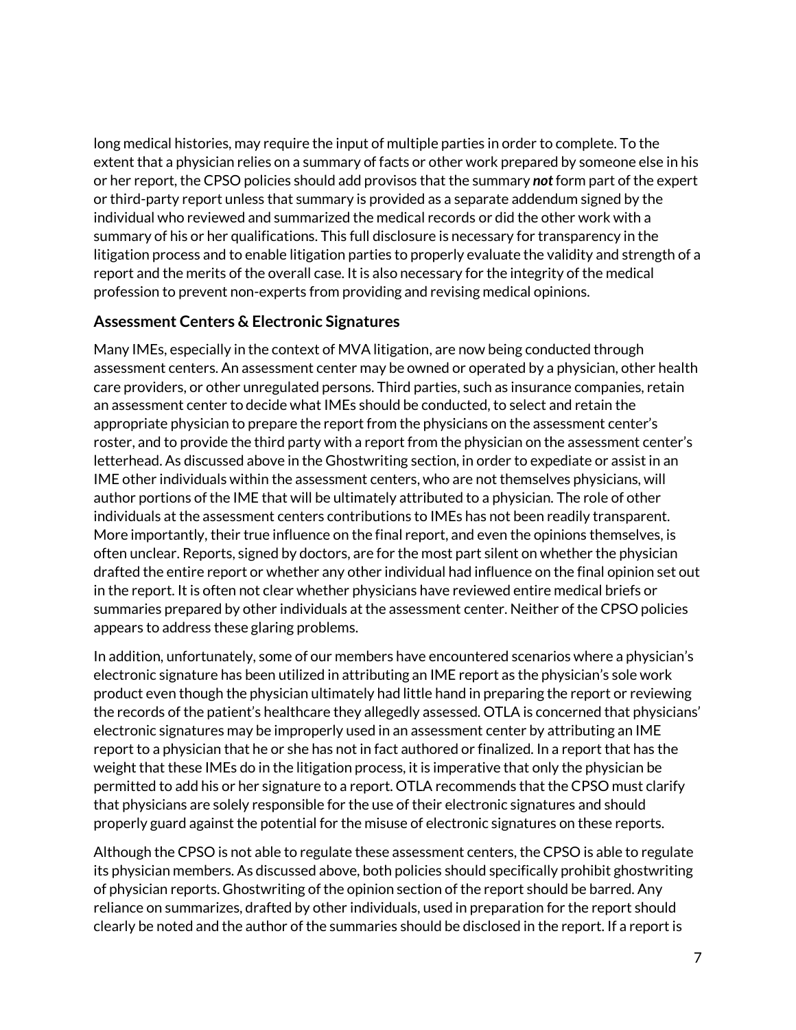long medical histories, may require the input of multiple parties in order to complete. To the extent that a physician relies on a summary of facts or other work prepared by someone else in his or her report, the CPSO policies should add provisos that the summary ***not*** form part of the expert or third-party report unless that summary is provided as a separate addendum signed by the individual who reviewed and summarized the medical records or did the other work with a summary of his or her qualifications. This full disclosure is necessary for transparency in the litigation process and to enable litigation parties to properly evaluate the validity and strength of a report and the merits of the overall case. It is also necessary for the integrity of the medical profession to prevent non-experts from providing and revising medical opinions.

### Assessment Centers & Electronic Signatures

Many IMEs, especially in the context of MVA litigation, are now being conducted through assessment centers. An assessment center may be owned or operated by a physician, other health care providers, or other unregulated persons. Third parties, such as insurance companies, retain an assessment center to decide what IMEs should be conducted, to select and retain the appropriate physician to prepare the report from the physicians on the assessment center's roster, and to provide the third party with a report from the physician on the assessment center's letterhead. As discussed above in the Ghostwriting section, in order to expediate or assist in an IME other individuals within the assessment centers, who are not themselves physicians, will author portions of the IME that will be ultimately attributed to a physician. The role of other individuals at the assessment centers contributions to IMEs has not been readily transparent. More importantly, their true influence on the final report, and even the opinions themselves, is often unclear. Reports, signed by doctors, are for the most part silent on whether the physician drafted the entire report or whether any other individual had influence on the final opinion set out in the report. It is often not clear whether physicians have reviewed entire medical briefs or summaries prepared by other individuals at the assessment center. Neither of the CPSO policies appears to address these glaring problems.

In addition, unfortunately, some of our members have encountered scenarios where a physician's electronic signature has been utilized in attributing an IME report as the physician's sole work product even though the physician ultimately had little hand in preparing the report or reviewing the records of the patient's healthcare they allegedly assessed. OTLA is concerned that physicians' electronic signatures may be improperly used in an assessment center by attributing an IME report to a physician that he or she has not in fact authored or finalized. In a report that has the weight that these IMEs do in the litigation process, it is imperative that only the physician be permitted to add his or her signature to a report. OTLA recommends that the CPSO must clarify that physicians are solely responsible for the use of their electronic signatures and should properly guard against the potential for the misuse of electronic signatures on these reports.

Although the CPSO is not able to regulate these assessment centers, the CPSO is able to regulate its physician members. As discussed above, both policies should specifically prohibit ghostwriting of physician reports. Ghostwriting of the opinion section of the report should be barred. Any reliance on summarizes, drafted by other individuals, used in preparation for the report should clearly be noted and the author of the summaries should be disclosed in the report. If a report is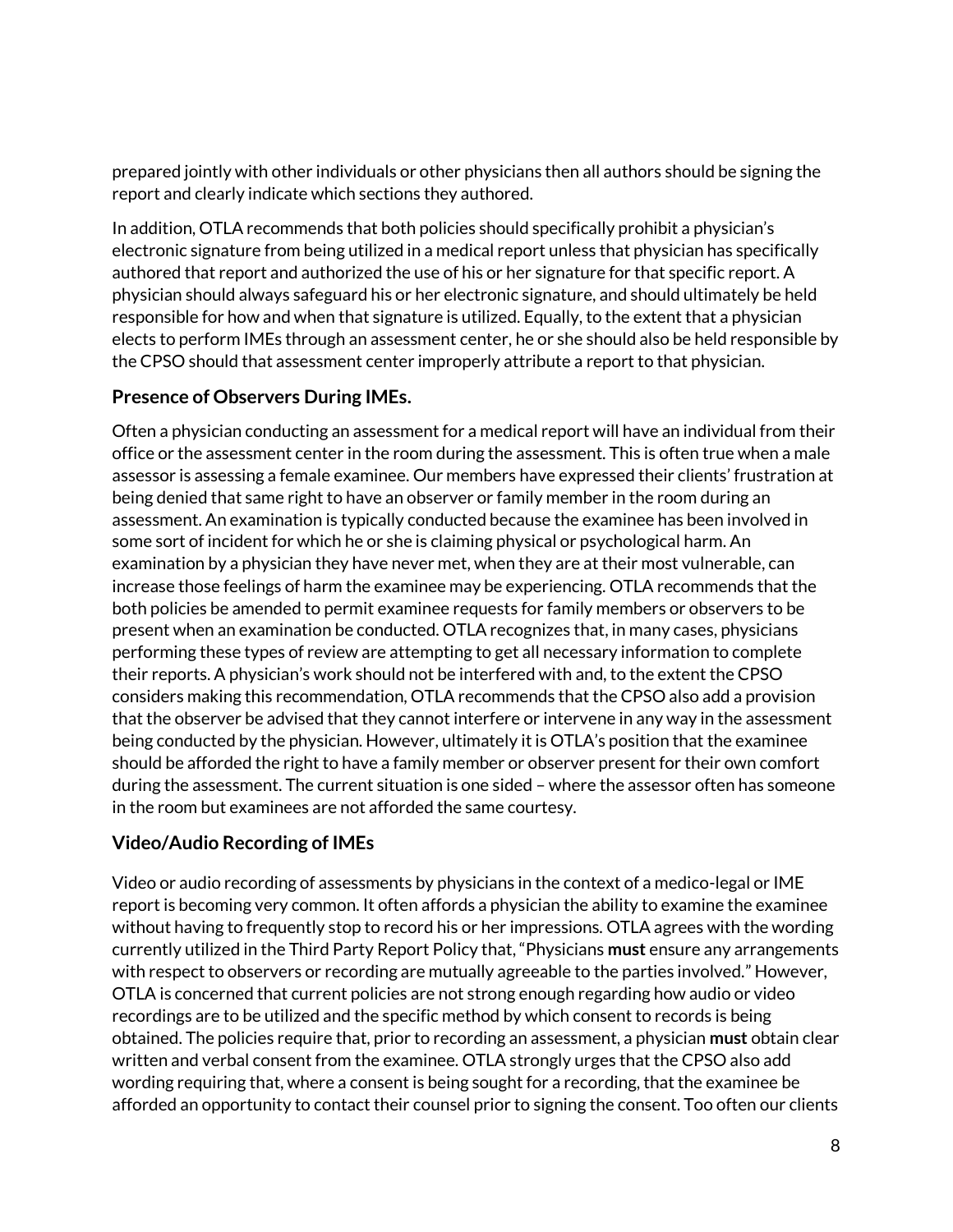prepared jointly with other individuals or other physicians then all authors should be signing the report and clearly indicate which sections they authored.

In addition, OTLA recommends that both policies should specifically prohibit a physician's electronic signature from being utilized in a medical report unless that physician has specifically authored that report and authorized the use of his or her signature for that specific report. A physician should always safeguard his or her electronic signature, and should ultimately be held responsible for how and when that signature is utilized. Equally, to the extent that a physician elects to perform IMEs through an assessment center, he or she should also be held responsible by the CPSO should that assessment center improperly attribute a report to that physician.

## Presence of Observers During IMEs.

Often a physician conducting an assessment for a medical report will have an individual from their office or the assessment center in the room during the assessment. This is often true when a male assessor is assessing a female examinee. Our members have expressed their clients' frustration at being denied that same right to have an observer or family member in the room during an assessment. An examination is typically conducted because the examinee has been involved in some sort of incident for which he or she is claiming physical or psychological harm. An examination by a physician they have never met, when they are at their most vulnerable, can increase those feelings of harm the examinee may be experiencing. OTLA recommends that the both policies be amended to permit examinee requests for family members or observers to be present when an examination be conducted. OTLA recognizes that, in many cases, physicians performing these types of review are attempting to get all necessary information to complete their reports. A physician's work should not be interfered with and, to the extent the CPSO considers making this recommendation, OTLA recommends that the CPSO also add a provision that the observer be advised that they cannot interfere or intervene in any way in the assessment being conducted by the physician. However, ultimately it is OTLA's position that the examinee should be afforded the right to have a family member or observer present for their own comfort during the assessment. The current situation is one sided – where the assessor often has someone in the room but examinees are not afforded the same courtesy.

## Video/Audio Recording of IMEs

Video or audio recording of assessments by physicians in the context of a medico-legal or IME report is becoming very common. It often affords a physician the ability to examine the examinee without having to frequently stop to record his or her impressions. OTLA agrees with the wording currently utilized in the Third Party Report Policy that, "Physicians **must** ensure any arrangements with respect to observers or recording are mutually agreeable to the parties involved." However, OTLA is concerned that current policies are not strong enough regarding how audio or video recordings are to be utilized and the specific method by which consent to records is being obtained. The policies require that, prior to recording an assessment, a physician **must** obtain clear written and verbal consent from the examinee. OTLA strongly urges that the CPSO also add wording requiring that, where a consent is being sought for a recording, that the examinee be afforded an opportunity to contact their counsel prior to signing the consent. Too often our clients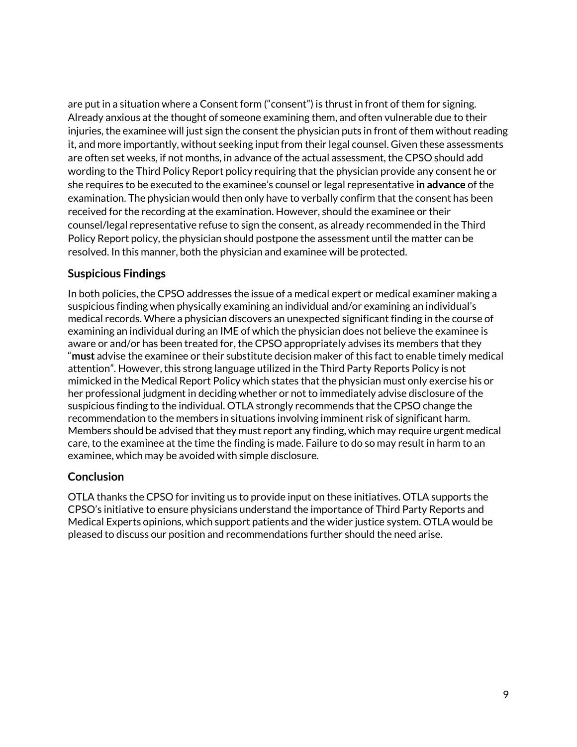are put in a situation where a Consent form ("consent") is thrust in front of them for signing. Already anxious at the thought of someone examining them, and often vulnerable due to their injuries, the examinee will just sign the consent the physician puts in front of them without reading it, and more importantly, without seeking input from their legal counsel. Given these assessments are often set weeks, if not months, in advance of the actual assessment, the CPSO should add wording to the Third Policy Report policy requiring that the physician provide any consent he or she requires to be executed to the examinee's counsel or legal representative **in advance** of the examination. The physician would then only have to verbally confirm that the consent has been received for the recording at the examination. However, should the examinee or their counsel/legal representative refuse to sign the consent, as already recommended in the Third Policy Report policy, the physician should postpone the assessment until the matter can be resolved. In this manner, both the physician and examinee will be protected.

## Suspicious Findings

In both policies, the CPSO addresses the issue of a medical expert or medical examiner making a suspicious finding when physically examining an individual and/or examining an individual's medical records. Where a physician discovers an unexpected significant finding in the course of examining an individual during an IME of which the physician does not believe the examinee is aware or and/or has been treated for, the CPSO appropriately advises its members that they "**must** advise the examinee or their substitute decision maker of this fact to enable timely medical attention". However, this strong language utilized in the Third Party Reports Policy is not mimicked in the Medical Report Policy which states that the physician must only exercise his or her professional judgment in deciding whether or not to immediately advise disclosure of the suspicious finding to the individual. OTLA strongly recommends that the CPSO change the recommendation to the members in situations involving imminent risk of significant harm. Members should be advised that they must report any finding, which may require urgent medical care, to the examinee at the time the finding is made. Failure to do so may result in harm to an examinee, which may be avoided with simple disclosure.

## Conclusion

OTLA thanks the CPSO for inviting us to provide input on these initiatives. OTLA supports the CPSO's initiative to ensure physicians understand the importance of Third Party Reports and Medical Experts opinions, which support patients and the wider justice system. OTLA would be pleased to discuss our position and recommendations further should the need arise.